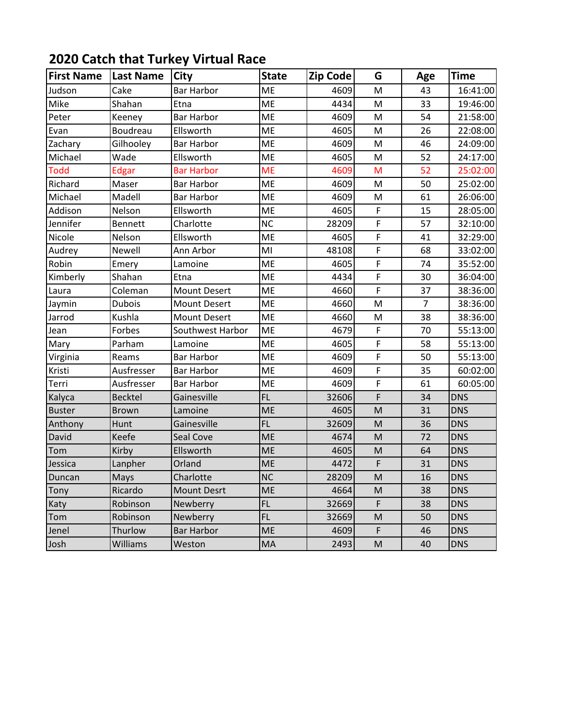## 2020 Catch that Turkey Virtual Race

| First Name | Last Name | City | State | Zip Code | G | Age | Time |
|---|---|---|---|---|---|---|---|
| Judson | Cake | Bar Harbor | ME | 4609 | M | 43 | 16:41:00 |
| Mike | Shahan | Etna | ME | 4434 | M | 33 | 19:46:00 |
| Peter | Keeney | Bar Harbor | ME | 4609 | M | 54 | 21:58:00 |
| Evan | Boudreau | Ellsworth | ME | 4605 | M | 26 | 22:08:00 |
| Zachary | Gilhooley | Bar Harbor | ME | 4609 | M | 46 | 24:09:00 |
| Michael | Wade | Ellsworth | ME | 4605 | M | 52 | 24:17:00 |
| Todd | Edgar | Bar Harbor | ME | 4609 | M | 52 | 25:02:00 |
| Richard | Maser | Bar Harbor | ME | 4609 | M | 50 | 25:02:00 |
| Michael | Madell | Bar Harbor | ME | 4609 | M | 61 | 26:06:00 |
| Addison | Nelson | Ellsworth | ME | 4605 | F | 15 | 28:05:00 |
| Jennifer | Bennett | Charlotte | NC | 28209 | F | 57 | 32:10:00 |
| Nicole | Nelson | Ellsworth | ME | 4605 | F | 41 | 32:29:00 |
| Audrey | Newell | Ann Arbor | MI | 48108 | F | 68 | 33:02:00 |
| Robin | Emery | Lamoine | ME | 4605 | F | 74 | 35:52:00 |
| Kimberly | Shahan | Etna | ME | 4434 | F | 30 | 36:04:00 |
| Laura | Coleman | Mount Desert | ME | 4660 | F | 37 | 38:36:00 |
| Jaymin | Dubois | Mount Desert | ME | 4660 | M | 7 | 38:36:00 |
| Jarrod | Kushla | Mount Desert | ME | 4660 | M | 38 | 38:36:00 |
| Jean | Forbes | Southwest Harbor | ME | 4679 | F | 70 | 55:13:00 |
| Mary | Parham | Lamoine | ME | 4605 | F | 58 | 55:13:00 |
| Virginia | Reams | Bar Harbor | ME | 4609 | F | 50 | 55:13:00 |
| Kristi | Ausfresser | Bar Harbor | ME | 4609 | F | 35 | 60:02:00 |
| Terri | Ausfresser | Bar Harbor | ME | 4609 | F | 61 | 60:05:00 |
| Kalyca | Becktel | Gainesville | FL | 32606 | F | 34 | DNS |
| Buster | Brown | Lamoine | ME | 4605 | M | 31 | DNS |
| Anthony | Hunt | Gainesville | FL | 32609 | M | 36 | DNS |
| David | Keefe | Seal Cove | ME | 4674 | M | 72 | DNS |
| Tom | Kirby | Ellsworth | ME | 4605 | M | 64 | DNS |
| Jessica | Lanpher | Orland | ME | 4472 | F | 31 | DNS |
| Duncan | Mays | Charlotte | NC | 28209 | M | 16 | DNS |
| Tony | Ricardo | Mount Desrt | ME | 4664 | M | 38 | DNS |
| Katy | Robinson | Newberry | FL | 32669 | F | 38 | DNS |
| Tom | Robinson | Newberry | FL | 32669 | M | 50 | DNS |
| Jenel | Thurlow | Bar Harbor | ME | 4609 | F | 46 | DNS |
| Josh | Williams | Weston | MA | 2493 | M | 40 | DNS |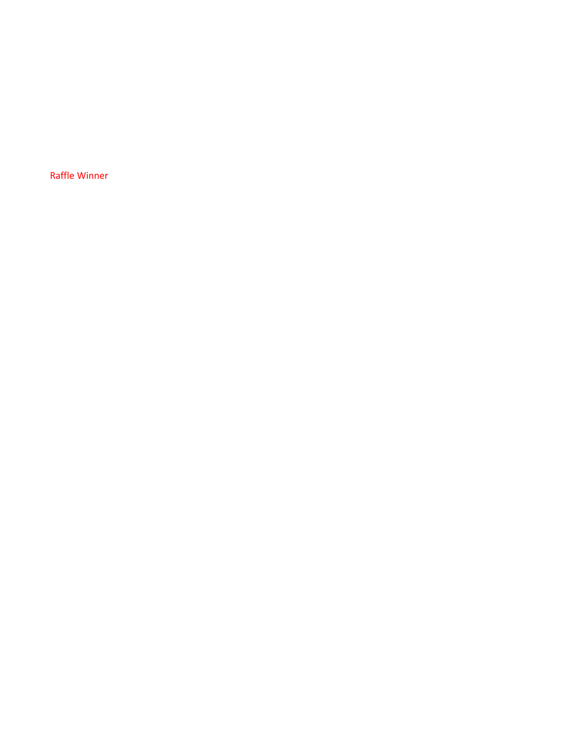Raffle Winner